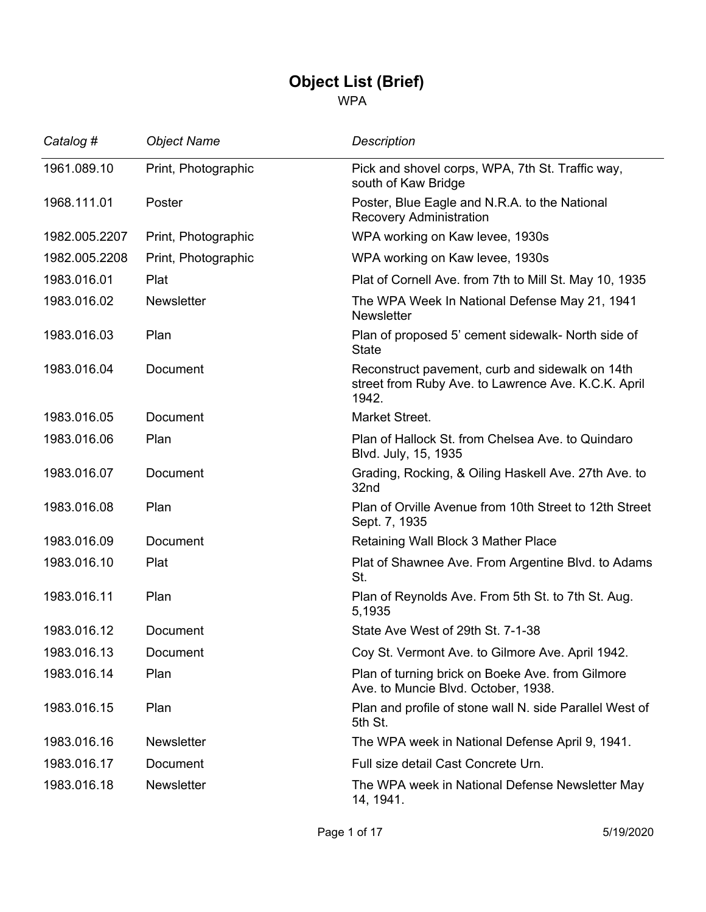# Object List (Brief)

WPA

| *Catalog #* | *Object Name* | *Description* |
|---|---|---|
| 1961.089.10 | Print, Photographic | Pick and shovel corps, WPA, 7th St. Traffic way, south of Kaw Bridge |
| 1968.111.01 | Poster | Poster, Blue Eagle and N.R.A. to the National Recovery Administration |
| 1982.005.2207 | Print, Photographic | WPA working on Kaw levee, 1930s |
| 1982.005.2208 | Print, Photographic | WPA working on Kaw levee, 1930s |
| 1983.016.01 | Plat | Plat of Cornell Ave. from 7th to Mill St. May 10, 1935 |
| 1983.016.02 | Newsletter | The WPA Week In National Defense May 21, 1941 Newsletter |
| 1983.016.03 | Plan | Plan of proposed 5' cement sidewalk- North side of State |
| 1983.016.04 | Document | Reconstruct pavement, curb and sidewalk on 14th street from Ruby Ave. to Lawrence Ave. K.C.K. April 1942. |
| 1983.016.05 | Document | Market Street. |
| 1983.016.06 | Plan | Plan of Hallock St. from Chelsea Ave. to Quindaro Blvd. July, 15, 1935 |
| 1983.016.07 | Document | Grading, Rocking, & Oiling Haskell Ave. 27th Ave. to 32nd |
| 1983.016.08 | Plan | Plan of Orville Avenue from 10th Street to 12th Street Sept. 7, 1935 |
| 1983.016.09 | Document | Retaining Wall Block 3 Mather Place |
| 1983.016.10 | Plat | Plat of Shawnee Ave. From Argentine Blvd. to Adams St. |
| 1983.016.11 | Plan | Plan of Reynolds Ave. From 5th St. to 7th St. Aug. 5,1935 |
| 1983.016.12 | Document | State Ave West of 29th St. 7-1-38 |
| 1983.016.13 | Document | Coy St. Vermont Ave. to Gilmore Ave. April 1942. |
| 1983.016.14 | Plan | Plan of turning brick on Boeke Ave. from Gilmore Ave. to Muncie Blvd. October, 1938. |
| 1983.016.15 | Plan | Plan and profile of stone wall N. side Parallel West of 5th St. |
| 1983.016.16 | Newsletter | The WPA week in National Defense April 9, 1941. |
| 1983.016.17 | Document | Full size detail Cast Concrete Urn. |
| 1983.016.18 | Newsletter | The WPA week in National Defense Newsletter May 14, 1941. |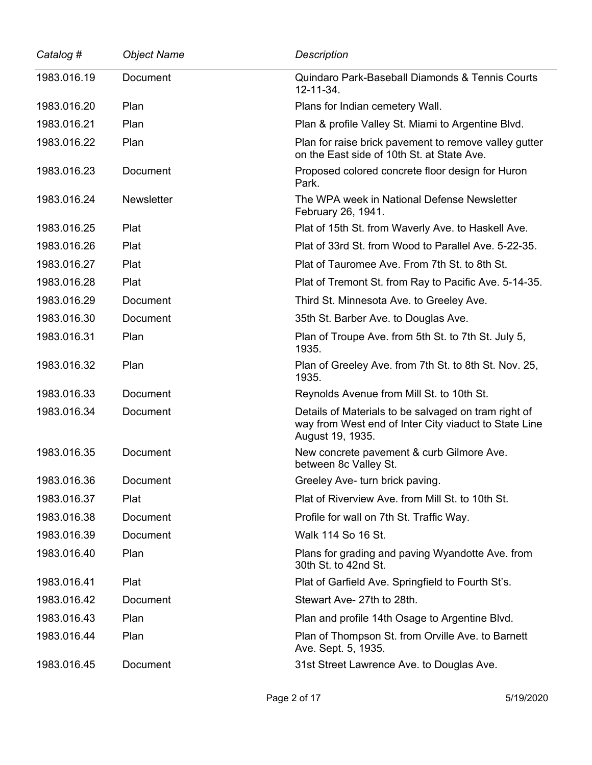| *Catalog #* | *Object Name* | *Description* |
|---|---|---|
| 1983.016.19 | Document | Quindaro Park-Baseball Diamonds & Tennis Courts 12-11-34. |
| 1983.016.20 | Plan | Plans for Indian cemetery Wall. |
| 1983.016.21 | Plan | Plan & profile Valley St. Miami to Argentine Blvd. |
| 1983.016.22 | Plan | Plan for raise brick pavement to remove valley gutter on the East side of 10th St. at State Ave. |
| 1983.016.23 | Document | Proposed colored concrete floor design for Huron Park. |
| 1983.016.24 | Newsletter | The WPA week in National Defense Newsletter February 26, 1941. |
| 1983.016.25 | Plat | Plat of 15th St. from Waverly Ave. to Haskell Ave. |
| 1983.016.26 | Plat | Plat of 33rd St. from Wood to Parallel Ave. 5-22-35. |
| 1983.016.27 | Plat | Plat of Tauromee Ave. From 7th St. to 8th St. |
| 1983.016.28 | Plat | Plat of Tremont St. from Ray to Pacific Ave. 5-14-35. |
| 1983.016.29 | Document | Third St. Minnesota Ave. to Greeley Ave. |
| 1983.016.30 | Document | 35th St. Barber Ave. to Douglas Ave. |
| 1983.016.31 | Plan | Plan of Troupe Ave. from 5th St. to 7th St. July 5, 1935. |
| 1983.016.32 | Plan | Plan of Greeley Ave. from 7th St. to 8th St. Nov. 25, 1935. |
| 1983.016.33 | Document | Reynolds Avenue from Mill St. to 10th St. |
| 1983.016.34 | Document | Details of Materials to be salvaged on tram right of way from West end of Inter City viaduct to State Line August 19, 1935. |
| 1983.016.35 | Document | New concrete pavement & curb Gilmore Ave. between 8c Valley St. |
| 1983.016.36 | Document | Greeley Ave- turn brick paving. |
| 1983.016.37 | Plat | Plat of Riverview Ave. from Mill St. to 10th St. |
| 1983.016.38 | Document | Profile for wall on 7th St. Traffic Way. |
| 1983.016.39 | Document | Walk 114 So 16 St. |
| 1983.016.40 | Plan | Plans for grading and paving Wyandotte Ave. from 30th St. to 42nd St. |
| 1983.016.41 | Plat | Plat of Garfield Ave. Springfield to Fourth St's. |
| 1983.016.42 | Document | Stewart Ave- 27th to 28th. |
| 1983.016.43 | Plan | Plan and profile 14th Osage to Argentine Blvd. |
| 1983.016.44 | Plan | Plan of Thompson St. from Orville Ave. to Barnett Ave. Sept. 5, 1935. |
| 1983.016.45 | Document | 31st Street Lawrence Ave. to Douglas Ave. |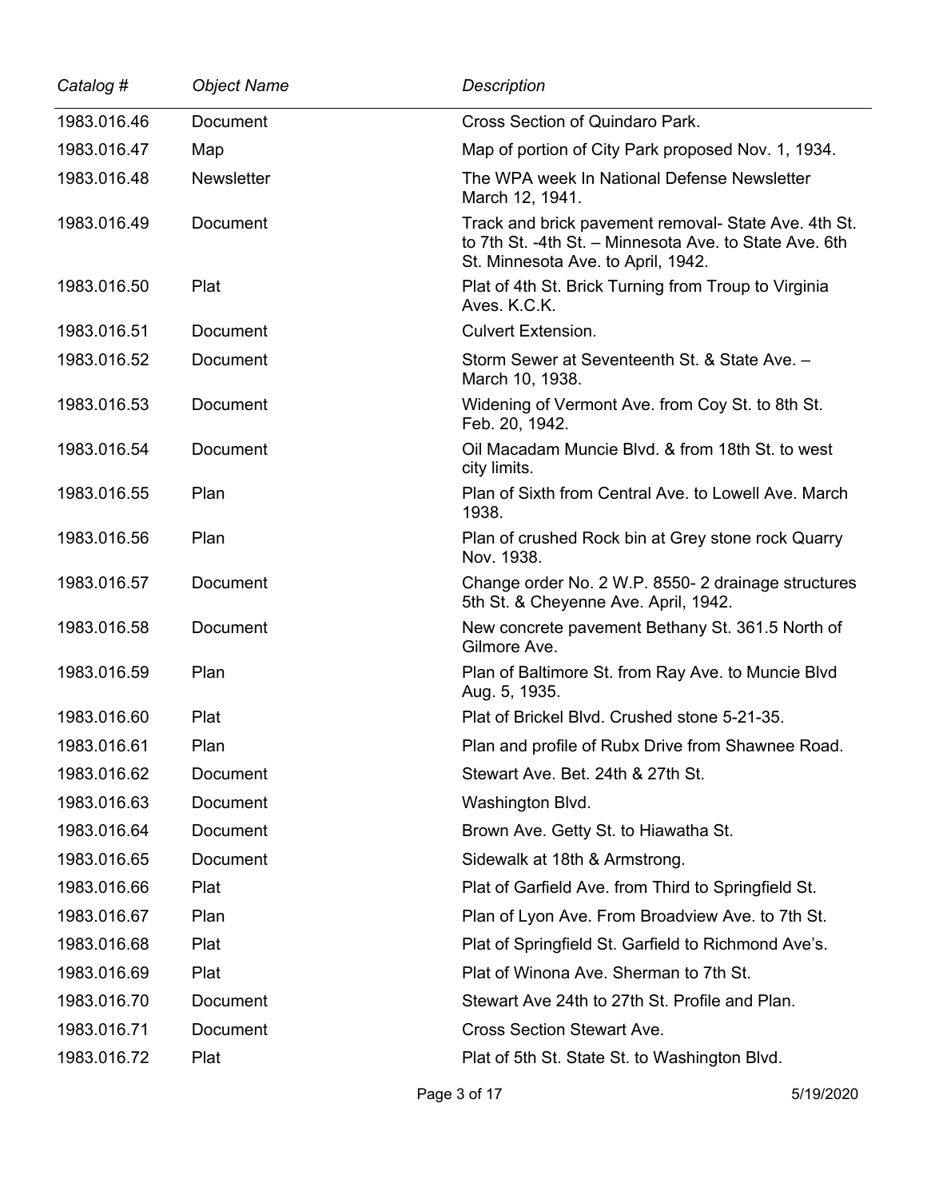| *Catalog #* | *Object Name* | *Description* |
|---|---|---|
| 1983.016.46 | Document | Cross Section of Quindaro Park. |
| 1983.016.47 | Map | Map of portion of City Park proposed Nov. 1, 1934. |
| 1983.016.48 | Newsletter | The WPA week In National Defense Newsletter March 12, 1941. |
| 1983.016.49 | Document | Track and brick pavement removal- State Ave. 4th St. to 7th St. -4th St. – Minnesota Ave. to State Ave. 6th St. Minnesota Ave. to April, 1942. |
| 1983.016.50 | Plat | Plat of 4th St. Brick Turning from Troup to Virginia Aves. K.C.K. |
| 1983.016.51 | Document | Culvert Extension. |
| 1983.016.52 | Document | Storm Sewer at Seventeenth St. & State Ave. – March 10, 1938. |
| 1983.016.53 | Document | Widening of Vermont Ave. from Coy St. to 8th St. Feb. 20, 1942. |
| 1983.016.54 | Document | Oil Macadam Muncie Blvd. & from 18th St. to west city limits. |
| 1983.016.55 | Plan | Plan of Sixth from Central Ave. to Lowell Ave. March 1938. |
| 1983.016.56 | Plan | Plan of crushed Rock bin at Grey stone rock Quarry Nov. 1938. |
| 1983.016.57 | Document | Change order No. 2 W.P. 8550- 2 drainage structures 5th St. & Cheyenne Ave. April, 1942. |
| 1983.016.58 | Document | New concrete pavement Bethany St. 361.5 North of Gilmore Ave. |
| 1983.016.59 | Plan | Plan of Baltimore St. from Ray Ave. to Muncie Blvd Aug. 5, 1935. |
| 1983.016.60 | Plat | Plat of Brickel Blvd. Crushed stone 5-21-35. |
| 1983.016.61 | Plan | Plan and profile of Rubx Drive from Shawnee Road. |
| 1983.016.62 | Document | Stewart Ave. Bet. 24th & 27th St. |
| 1983.016.63 | Document | Washington Blvd. |
| 1983.016.64 | Document | Brown Ave. Getty St. to Hiawatha St. |
| 1983.016.65 | Document | Sidewalk at 18th & Armstrong. |
| 1983.016.66 | Plat | Plat of Garfield Ave. from Third to Springfield St. |
| 1983.016.67 | Plan | Plan of Lyon Ave. From Broadview Ave. to 7th St. |
| 1983.016.68 | Plat | Plat of Springfield St. Garfield to Richmond Ave's. |
| 1983.016.69 | Plat | Plat of Winona Ave. Sherman to 7th St. |
| 1983.016.70 | Document | Stewart Ave 24th to 27th St. Profile and Plan. |
| 1983.016.71 | Document | Cross Section Stewart Ave. |
| 1983.016.72 | Plat | Plat of 5th St. State St. to Washington Blvd. |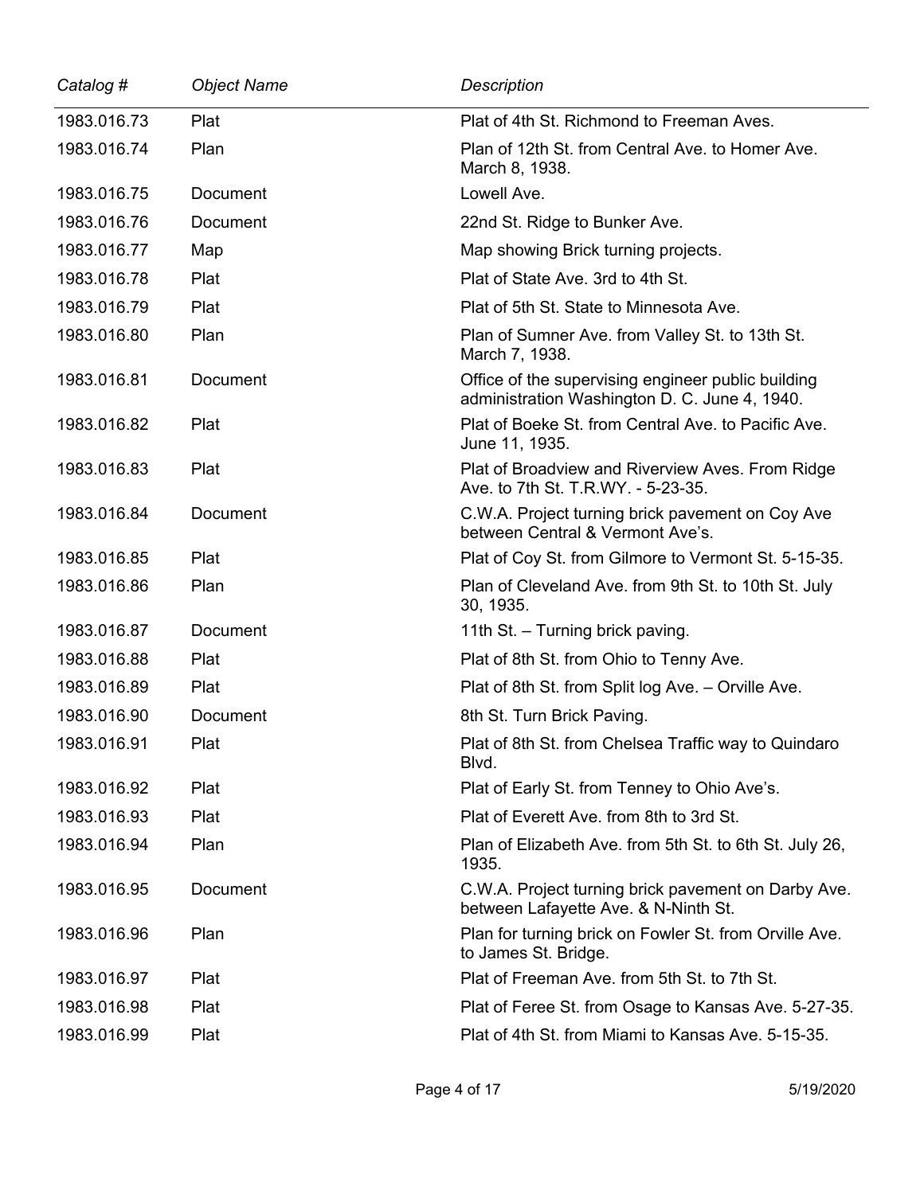| *Catalog #* | *Object Name* | *Description* |
|---|---|---|
| 1983.016.73 | Plat | Plat of 4th St. Richmond to Freeman Aves. |
| 1983.016.74 | Plan | Plan of 12th St. from Central Ave. to Homer Ave. March 8, 1938. |
| 1983.016.75 | Document | Lowell Ave. |
| 1983.016.76 | Document | 22nd St. Ridge to Bunker Ave. |
| 1983.016.77 | Map | Map showing Brick turning projects. |
| 1983.016.78 | Plat | Plat of State Ave. 3rd to 4th St. |
| 1983.016.79 | Plat | Plat of 5th St. State to Minnesota Ave. |
| 1983.016.80 | Plan | Plan of Sumner Ave. from Valley St. to 13th St. March 7, 1938. |
| 1983.016.81 | Document | Office of the supervising engineer public building administration Washington D. C. June 4, 1940. |
| 1983.016.82 | Plat | Plat of Boeke St. from Central Ave. to Pacific Ave. June 11, 1935. |
| 1983.016.83 | Plat | Plat of Broadview and Riverview Aves. From Ridge Ave. to 7th St. T.R.WY. - 5-23-35. |
| 1983.016.84 | Document | C.W.A. Project turning brick pavement on Coy Ave between Central & Vermont Ave's. |
| 1983.016.85 | Plat | Plat of Coy St. from Gilmore to Vermont St. 5-15-35. |
| 1983.016.86 | Plan | Plan of Cleveland Ave. from 9th St. to 10th St. July 30, 1935. |
| 1983.016.87 | Document | 11th St. – Turning brick paving. |
| 1983.016.88 | Plat | Plat of 8th St. from Ohio to Tenny Ave. |
| 1983.016.89 | Plat | Plat of 8th St. from Split log Ave. – Orville Ave. |
| 1983.016.90 | Document | 8th St. Turn Brick Paving. |
| 1983.016.91 | Plat | Plat of 8th St. from Chelsea Traffic way to Quindaro Blvd. |
| 1983.016.92 | Plat | Plat of Early St. from Tenney to Ohio Ave's. |
| 1983.016.93 | Plat | Plat of Everett Ave. from 8th to 3rd St. |
| 1983.016.94 | Plan | Plan of Elizabeth Ave. from 5th St. to 6th St. July 26, 1935. |
| 1983.016.95 | Document | C.W.A. Project turning brick pavement on Darby Ave. between Lafayette Ave. & N-Ninth St. |
| 1983.016.96 | Plan | Plan for turning brick on Fowler St. from Orville Ave. to James St. Bridge. |
| 1983.016.97 | Plat | Plat of Freeman Ave. from 5th St. to 7th St. |
| 1983.016.98 | Plat | Plat of Feree St. from Osage to Kansas Ave. 5-27-35. |
| 1983.016.99 | Plat | Plat of 4th St. from Miami to Kansas Ave. 5-15-35. |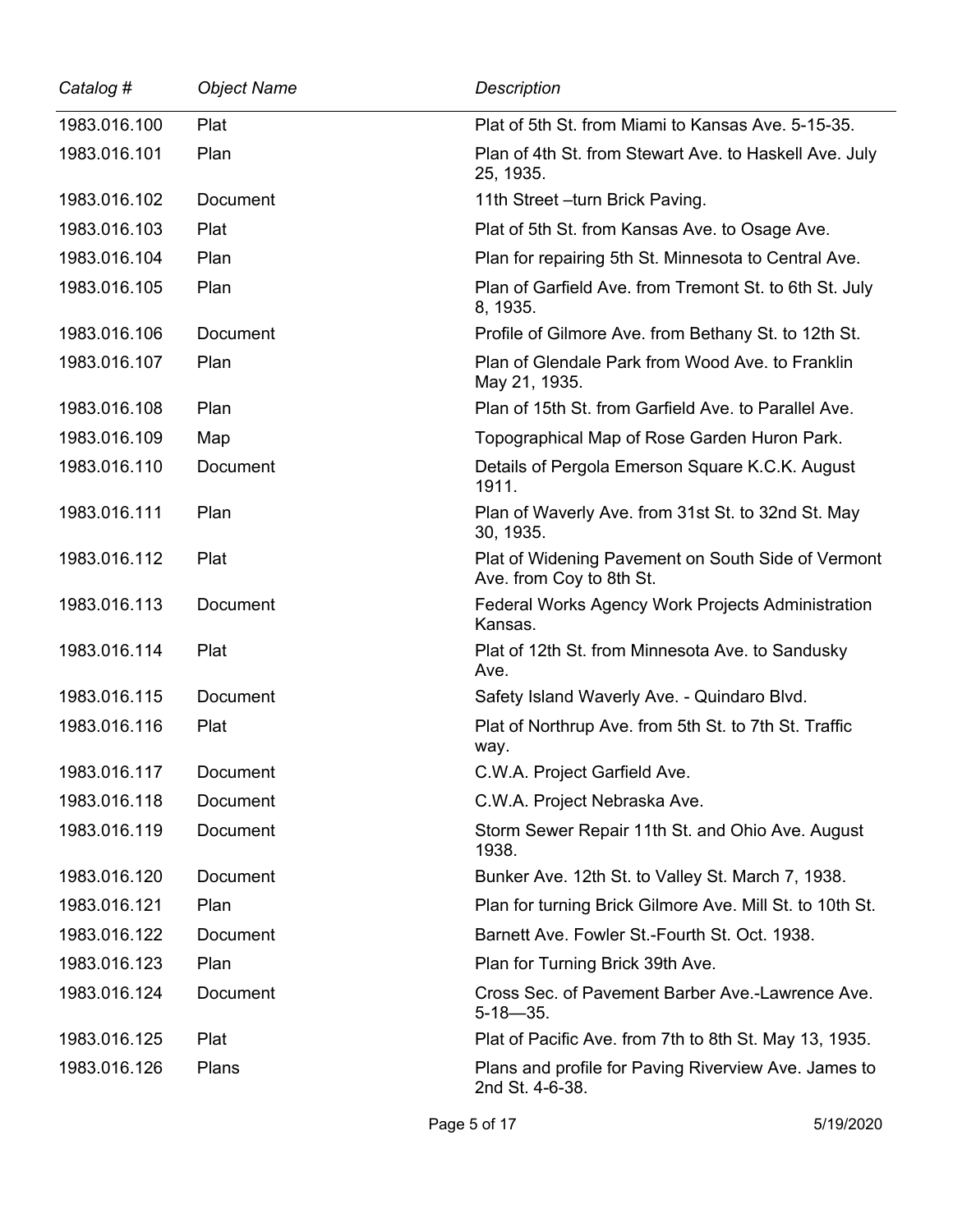| *Catalog #* | *Object Name* | *Description* |
|---|---|---|
| 1983.016.100 | Plat | Plat of 5th St. from Miami to Kansas Ave. 5-15-35. |
| 1983.016.101 | Plan | Plan of 4th St. from Stewart Ave. to Haskell Ave. July 25, 1935. |
| 1983.016.102 | Document | 11th Street –turn Brick Paving. |
| 1983.016.103 | Plat | Plat of 5th St. from Kansas Ave. to Osage Ave. |
| 1983.016.104 | Plan | Plan for repairing 5th St. Minnesota to Central Ave. |
| 1983.016.105 | Plan | Plan of Garfield Ave. from Tremont St. to 6th St. July 8, 1935. |
| 1983.016.106 | Document | Profile of Gilmore Ave. from Bethany St. to 12th St. |
| 1983.016.107 | Plan | Plan of Glendale Park from Wood Ave. to Franklin May 21, 1935. |
| 1983.016.108 | Plan | Plan of 15th St. from Garfield Ave. to Parallel Ave. |
| 1983.016.109 | Map | Topographical Map of Rose Garden Huron Park. |
| 1983.016.110 | Document | Details of Pergola Emerson Square K.C.K. August 1911. |
| 1983.016.111 | Plan | Plan of Waverly Ave. from 31st St. to 32nd St. May 30, 1935. |
| 1983.016.112 | Plat | Plat of Widening Pavement on South Side of Vermont Ave. from Coy to 8th St. |
| 1983.016.113 | Document | Federal Works Agency Work Projects Administration Kansas. |
| 1983.016.114 | Plat | Plat of 12th St. from Minnesota Ave. to Sandusky Ave. |
| 1983.016.115 | Document | Safety Island Waverly Ave. - Quindaro Blvd. |
| 1983.016.116 | Plat | Plat of Northrup Ave. from 5th St. to 7th St. Traffic way. |
| 1983.016.117 | Document | C.W.A. Project Garfield Ave. |
| 1983.016.118 | Document | C.W.A. Project Nebraska Ave. |
| 1983.016.119 | Document | Storm Sewer Repair 11th St. and Ohio Ave. August 1938. |
| 1983.016.120 | Document | Bunker Ave. 12th St. to Valley St. March 7, 1938. |
| 1983.016.121 | Plan | Plan for turning Brick Gilmore Ave. Mill St. to 10th St. |
| 1983.016.122 | Document | Barnett Ave. Fowler St.-Fourth St. Oct. 1938. |
| 1983.016.123 | Plan | Plan for Turning Brick 39th Ave. |
| 1983.016.124 | Document | Cross Sec. of Pavement Barber Ave.-Lawrence Ave. 5-18—35. |
| 1983.016.125 | Plat | Plat of Pacific Ave. from 7th to 8th St. May 13, 1935. |
| 1983.016.126 | Plans | Plans and profile for Paving Riverview Ave. James to 2nd St. 4-6-38. |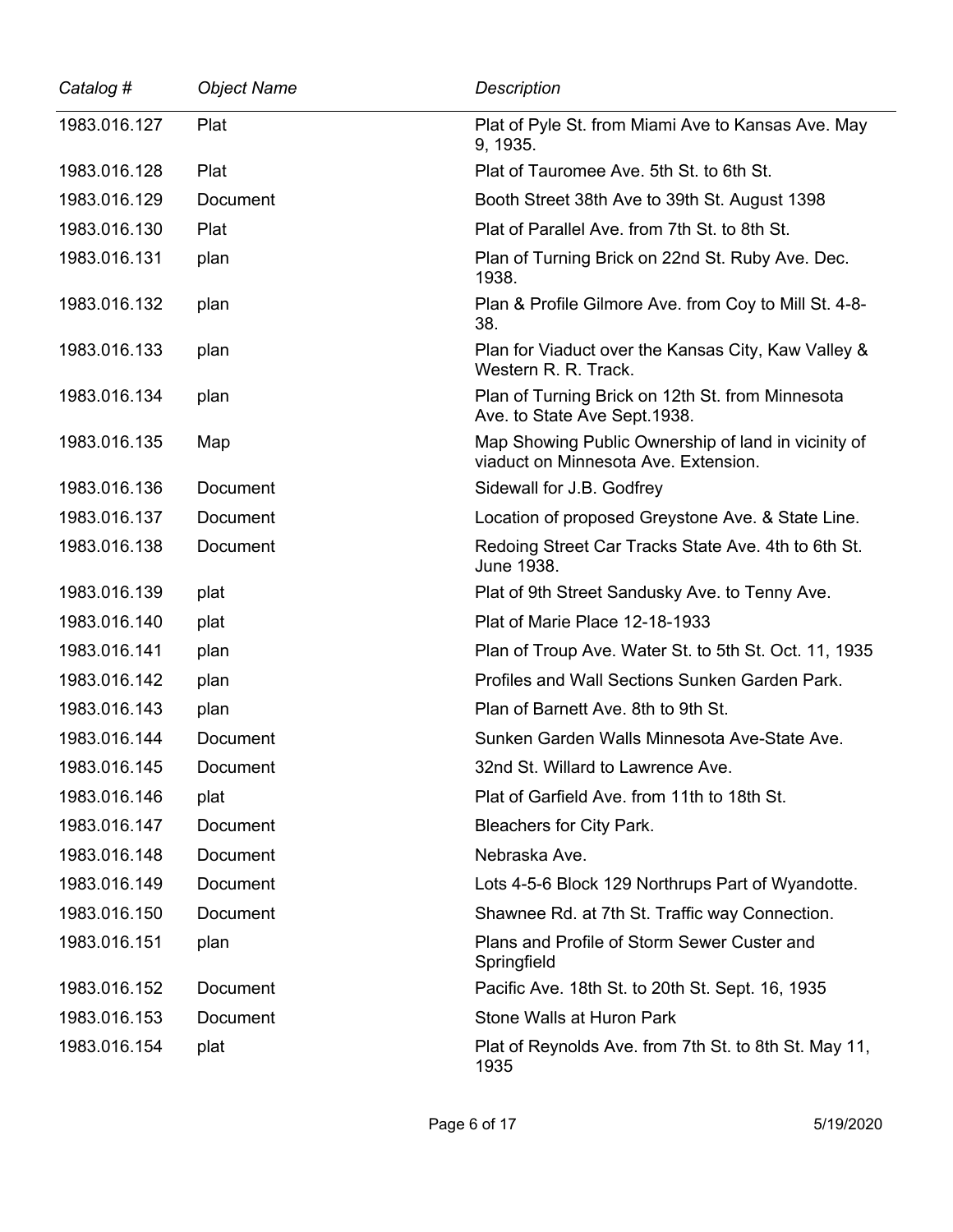| *Catalog #* | *Object Name* | *Description* |
|---|---|---|
| 1983.016.127 | Plat | Plat of Pyle St. from Miami Ave to Kansas Ave. May 9, 1935. |
| 1983.016.128 | Plat | Plat of Tauromee Ave. 5th St. to 6th St. |
| 1983.016.129 | Document | Booth Street 38th Ave to 39th St. August 1398 |
| 1983.016.130 | Plat | Plat of Parallel Ave. from 7th St. to 8th St. |
| 1983.016.131 | plan | Plan of Turning Brick on 22nd St. Ruby Ave. Dec. 1938. |
| 1983.016.132 | plan | Plan & Profile Gilmore Ave. from Coy to Mill St. 4-8-38. |
| 1983.016.133 | plan | Plan for Viaduct over the Kansas City, Kaw Valley & Western R. R. Track. |
| 1983.016.134 | plan | Plan of Turning Brick on 12th St. from Minnesota Ave. to State Ave Sept.1938. |
| 1983.016.135 | Map | Map Showing Public Ownership of land in vicinity of viaduct on Minnesota Ave. Extension. |
| 1983.016.136 | Document | Sidewall for J.B. Godfrey |
| 1983.016.137 | Document | Location of proposed Greystone Ave. & State Line. |
| 1983.016.138 | Document | Redoing Street Car Tracks State Ave. 4th to 6th St. June 1938. |
| 1983.016.139 | plat | Plat of 9th Street Sandusky Ave. to Tenny Ave. |
| 1983.016.140 | plat | Plat of Marie Place 12-18-1933 |
| 1983.016.141 | plan | Plan of Troup Ave. Water St. to 5th St. Oct. 11, 1935 |
| 1983.016.142 | plan | Profiles and Wall Sections Sunken Garden Park. |
| 1983.016.143 | plan | Plan of Barnett Ave. 8th to 9th St. |
| 1983.016.144 | Document | Sunken Garden Walls Minnesota Ave-State Ave. |
| 1983.016.145 | Document | 32nd St. Willard to Lawrence Ave. |
| 1983.016.146 | plat | Plat of Garfield Ave. from 11th to 18th St. |
| 1983.016.147 | Document | Bleachers for City Park. |
| 1983.016.148 | Document | Nebraska Ave. |
| 1983.016.149 | Document | Lots 4-5-6 Block 129 Northrups Part of Wyandotte. |
| 1983.016.150 | Document | Shawnee Rd. at 7th St. Traffic way Connection. |
| 1983.016.151 | plan | Plans and Profile of Storm Sewer Custer and Springfield |
| 1983.016.152 | Document | Pacific Ave. 18th St. to 20th St. Sept. 16, 1935 |
| 1983.016.153 | Document | Stone Walls at Huron Park |
| 1983.016.154 | plat | Plat of Reynolds Ave. from 7th St. to 8th St. May 11, 1935 |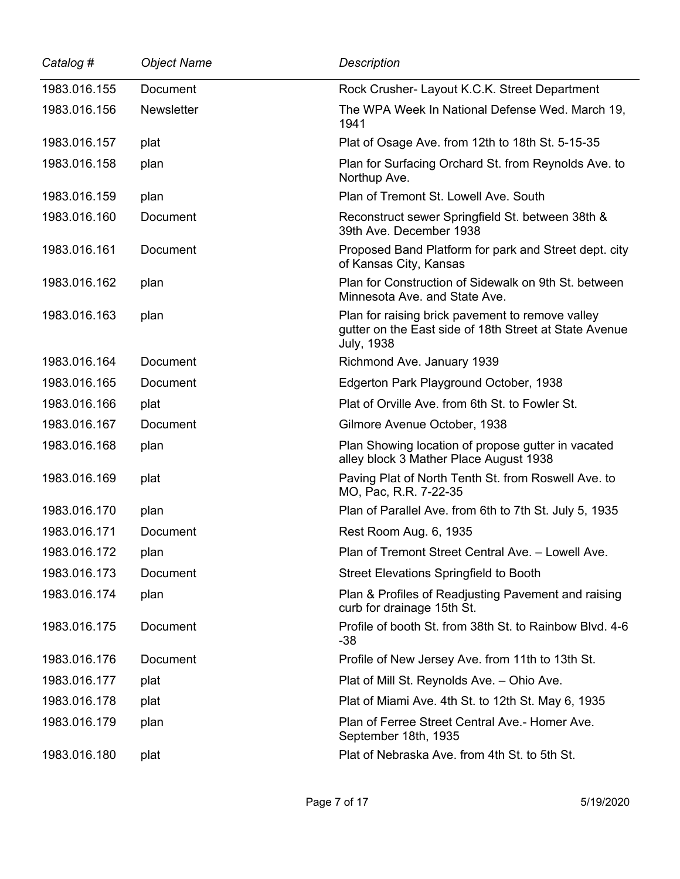| *Catalog #* | *Object Name* | *Description* |
|---|---|---|
| 1983.016.155 | Document | Rock Crusher- Layout K.C.K. Street Department |
| 1983.016.156 | Newsletter | The WPA Week In National Defense Wed. March 19, 1941 |
| 1983.016.157 | plat | Plat of Osage Ave. from 12th to 18th St. 5-15-35 |
| 1983.016.158 | plan | Plan for Surfacing Orchard St. from Reynolds Ave. to Northup Ave. |
| 1983.016.159 | plan | Plan of Tremont St. Lowell Ave. South |
| 1983.016.160 | Document | Reconstruct sewer Springfield St. between 38th & 39th Ave. December 1938 |
| 1983.016.161 | Document | Proposed Band Platform for park and Street dept. city of Kansas City, Kansas |
| 1983.016.162 | plan | Plan for Construction of Sidewalk on 9th St. between Minnesota Ave. and State Ave. |
| 1983.016.163 | plan | Plan for raising brick pavement to remove valley gutter on the East side of 18th Street at State Avenue July, 1938 |
| 1983.016.164 | Document | Richmond Ave. January 1939 |
| 1983.016.165 | Document | Edgerton Park Playground October, 1938 |
| 1983.016.166 | plat | Plat of Orville Ave. from 6th St. to Fowler St. |
| 1983.016.167 | Document | Gilmore Avenue October, 1938 |
| 1983.016.168 | plan | Plan Showing location of propose gutter in vacated alley block 3 Mather Place August 1938 |
| 1983.016.169 | plat | Paving Plat of North Tenth St. from Roswell Ave. to MO, Pac, R.R. 7-22-35 |
| 1983.016.170 | plan | Plan of Parallel Ave. from 6th to 7th St. July 5, 1935 |
| 1983.016.171 | Document | Rest Room Aug. 6, 1935 |
| 1983.016.172 | plan | Plan of Tremont Street Central Ave. – Lowell Ave. |
| 1983.016.173 | Document | Street Elevations Springfield to Booth |
| 1983.016.174 | plan | Plan & Profiles of Readjusting Pavement and raising curb for drainage 15th St. |
| 1983.016.175 | Document | Profile of booth St. from 38th St. to Rainbow Blvd. 4-6 -38 |
| 1983.016.176 | Document | Profile of New Jersey Ave. from 11th to 13th St. |
| 1983.016.177 | plat | Plat of Mill St. Reynolds Ave. – Ohio Ave. |
| 1983.016.178 | plat | Plat of Miami Ave. 4th St. to 12th St. May 6, 1935 |
| 1983.016.179 | plan | Plan of Ferree Street Central Ave.- Homer Ave. September 18th, 1935 |
| 1983.016.180 | plat | Plat of Nebraska Ave. from 4th St. to 5th St. |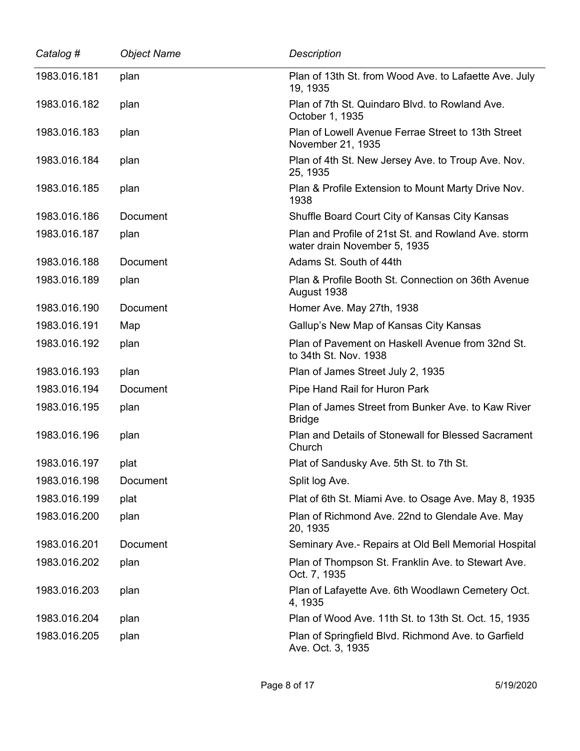| *Catalog #* | *Object Name* | *Description* |
|---|---|---|
| 1983.016.181 | plan | Plan of 13th St. from Wood Ave. to Lafaette Ave. July 19, 1935 |
| 1983.016.182 | plan | Plan of 7th St. Quindaro Blvd. to Rowland Ave. October 1, 1935 |
| 1983.016.183 | plan | Plan of Lowell Avenue Ferrae Street to 13th Street November 21, 1935 |
| 1983.016.184 | plan | Plan of 4th St. New Jersey Ave. to Troup Ave. Nov. 25, 1935 |
| 1983.016.185 | plan | Plan & Profile Extension to Mount Marty Drive Nov. 1938 |
| 1983.016.186 | Document | Shuffle Board Court City of Kansas City Kansas |
| 1983.016.187 | plan | Plan and Profile of 21st St. and Rowland Ave. storm water drain November 5, 1935 |
| 1983.016.188 | Document | Adams St. South of 44th |
| 1983.016.189 | plan | Plan & Profile Booth St. Connection on 36th Avenue August 1938 |
| 1983.016.190 | Document | Homer Ave. May 27th, 1938 |
| 1983.016.191 | Map | Gallup's New Map of Kansas City Kansas |
| 1983.016.192 | plan | Plan of Pavement on Haskell Avenue from 32nd St. to 34th St. Nov. 1938 |
| 1983.016.193 | plan | Plan of James Street July 2, 1935 |
| 1983.016.194 | Document | Pipe Hand Rail for Huron Park |
| 1983.016.195 | plan | Plan of James Street from Bunker Ave. to Kaw River Bridge |
| 1983.016.196 | plan | Plan and Details of Stonewall for Blessed Sacrament Church |
| 1983.016.197 | plat | Plat of Sandusky Ave. 5th St. to 7th St. |
| 1983.016.198 | Document | Split log Ave. |
| 1983.016.199 | plat | Plat of 6th St. Miami Ave. to Osage Ave. May 8, 1935 |
| 1983.016.200 | plan | Plan of Richmond Ave. 22nd to Glendale Ave. May 20, 1935 |
| 1983.016.201 | Document | Seminary Ave.- Repairs at Old Bell Memorial Hospital |
| 1983.016.202 | plan | Plan of Thompson St. Franklin Ave. to Stewart Ave. Oct. 7, 1935 |
| 1983.016.203 | plan | Plan of Lafayette Ave. 6th Woodlawn Cemetery Oct. 4, 1935 |
| 1983.016.204 | plan | Plan of Wood Ave. 11th St. to 13th St. Oct. 15, 1935 |
| 1983.016.205 | plan | Plan of Springfield Blvd. Richmond Ave. to Garfield Ave. Oct. 3, 1935 |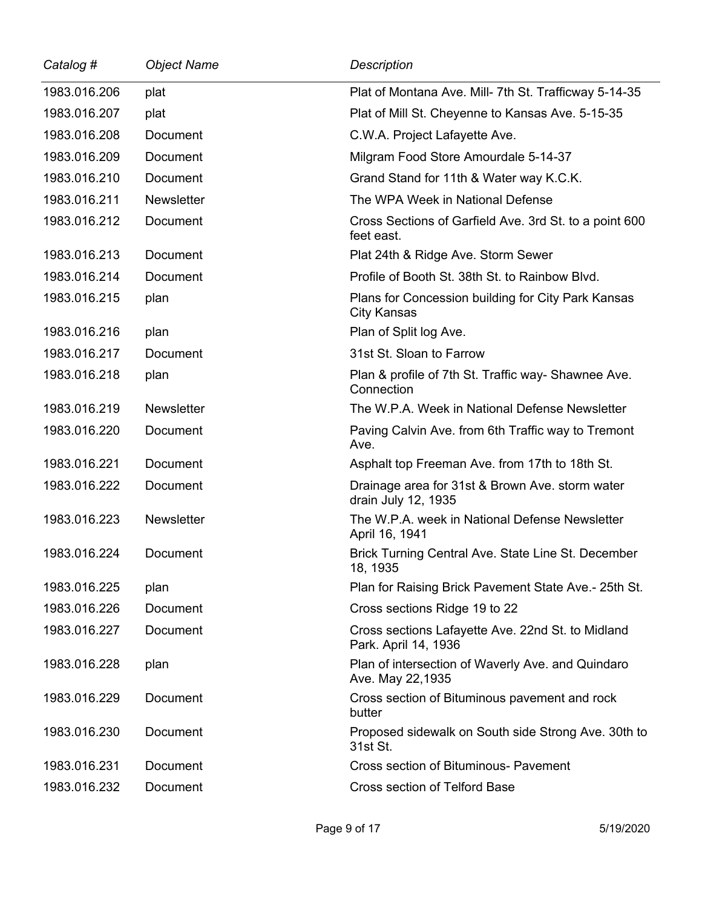| Catalog # | Object Name | Description |
|---|---|---|
| 1983.016.206 | plat | Plat of Montana Ave. Mill- 7th St. Trafficway 5-14-35 |
| 1983.016.207 | plat | Plat of Mill St. Cheyenne to Kansas Ave. 5-15-35 |
| 1983.016.208 | Document | C.W.A. Project Lafayette Ave. |
| 1983.016.209 | Document | Milgram Food Store Amourdale 5-14-37 |
| 1983.016.210 | Document | Grand Stand for 11th & Water way K.C.K. |
| 1983.016.211 | Newsletter | The WPA Week in National Defense |
| 1983.016.212 | Document | Cross Sections of Garfield Ave. 3rd St. to a point 600 feet east. |
| 1983.016.213 | Document | Plat 24th & Ridge Ave. Storm Sewer |
| 1983.016.214 | Document | Profile of Booth St. 38th St. to Rainbow Blvd. |
| 1983.016.215 | plan | Plans for Concession building for City Park Kansas City Kansas |
| 1983.016.216 | plan | Plan of Split log Ave. |
| 1983.016.217 | Document | 31st St. Sloan to Farrow |
| 1983.016.218 | plan | Plan & profile of 7th St. Traffic way- Shawnee Ave. Connection |
| 1983.016.219 | Newsletter | The W.P.A. Week in National Defense Newsletter |
| 1983.016.220 | Document | Paving Calvin Ave. from 6th Traffic way to Tremont Ave. |
| 1983.016.221 | Document | Asphalt top Freeman Ave. from 17th to 18th St. |
| 1983.016.222 | Document | Drainage area for 31st & Brown Ave. storm water drain July 12, 1935 |
| 1983.016.223 | Newsletter | The W.P.A. week in National Defense Newsletter April 16, 1941 |
| 1983.016.224 | Document | Brick Turning Central Ave. State Line St. December 18, 1935 |
| 1983.016.225 | plan | Plan for Raising Brick Pavement State Ave.- 25th St. |
| 1983.016.226 | Document | Cross sections Ridge 19 to 22 |
| 1983.016.227 | Document | Cross sections Lafayette Ave. 22nd St. to Midland Park. April 14, 1936 |
| 1983.016.228 | plan | Plan of intersection of Waverly Ave. and Quindaro Ave. May 22,1935 |
| 1983.016.229 | Document | Cross section of Bituminous pavement and rock butter |
| 1983.016.230 | Document | Proposed sidewalk on South side Strong Ave. 30th to 31st St. |
| 1983.016.231 | Document | Cross section of Bituminous- Pavement |
| 1983.016.232 | Document | Cross section of Telford Base |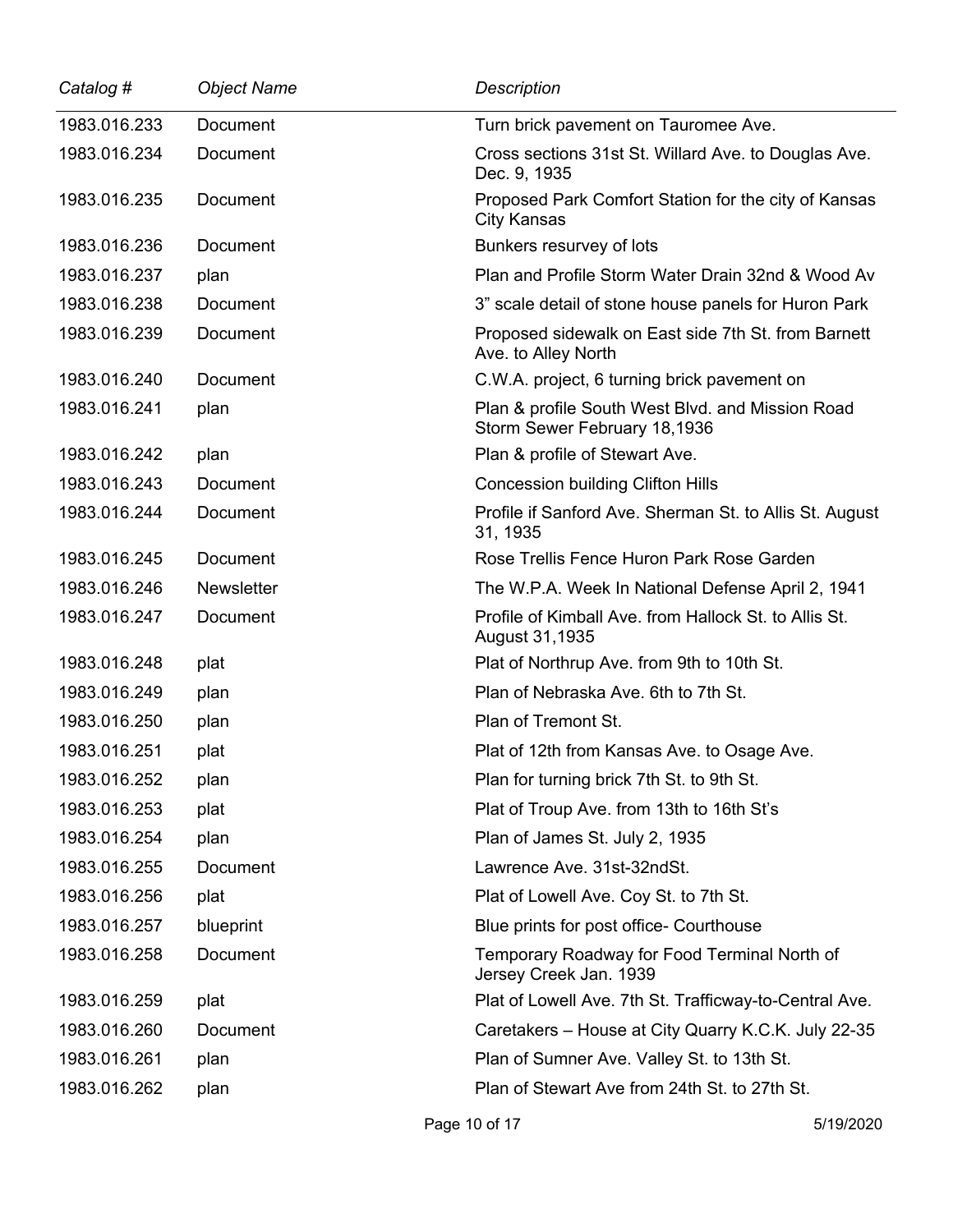| *Catalog #* | *Object Name* | *Description* |
|---|---|---|
| 1983.016.233 | Document | Turn brick pavement on Tauromee Ave. |
| 1983.016.234 | Document | Cross sections 31st St. Willard Ave. to Douglas Ave. Dec. 9, 1935 |
| 1983.016.235 | Document | Proposed Park Comfort Station for the city of Kansas City Kansas |
| 1983.016.236 | Document | Bunkers resurvey of lots |
| 1983.016.237 | plan | Plan and Profile Storm Water Drain 32nd & Wood Av |
| 1983.016.238 | Document | 3" scale detail of stone house panels for Huron Park |
| 1983.016.239 | Document | Proposed sidewalk on East side 7th St. from Barnett Ave. to Alley North |
| 1983.016.240 | Document | C.W.A. project, 6 turning brick pavement on |
| 1983.016.241 | plan | Plan & profile South West Blvd. and Mission Road Storm Sewer February 18,1936 |
| 1983.016.242 | plan | Plan & profile of Stewart Ave. |
| 1983.016.243 | Document | Concession building Clifton Hills |
| 1983.016.244 | Document | Profile if Sanford Ave. Sherman St. to Allis St. August 31, 1935 |
| 1983.016.245 | Document | Rose Trellis Fence Huron Park Rose Garden |
| 1983.016.246 | Newsletter | The W.P.A. Week In National Defense April 2, 1941 |
| 1983.016.247 | Document | Profile of Kimball Ave. from Hallock St. to Allis St. August 31,1935 |
| 1983.016.248 | plat | Plat of Northrup Ave. from 9th to 10th St. |
| 1983.016.249 | plan | Plan of Nebraska Ave. 6th to 7th St. |
| 1983.016.250 | plan | Plan of Tremont St. |
| 1983.016.251 | plat | Plat of 12th from Kansas Ave. to Osage Ave. |
| 1983.016.252 | plan | Plan for turning brick 7th St. to 9th St. |
| 1983.016.253 | plat | Plat of Troup Ave. from 13th to 16th St's |
| 1983.016.254 | plan | Plan of James St. July 2, 1935 |
| 1983.016.255 | Document | Lawrence Ave. 31st-32ndSt. |
| 1983.016.256 | plat | Plat of Lowell Ave. Coy St. to 7th St. |
| 1983.016.257 | blueprint | Blue prints for post office- Courthouse |
| 1983.016.258 | Document | Temporary Roadway for Food Terminal North of Jersey Creek Jan. 1939 |
| 1983.016.259 | plat | Plat of Lowell Ave. 7th St. Trafficway-to-Central Ave. |
| 1983.016.260 | Document | Caretakers – House at City Quarry K.C.K. July 22-35 |
| 1983.016.261 | plan | Plan of Sumner Ave. Valley St. to 13th St. |
| 1983.016.262 | plan | Plan of Stewart Ave from 24th St. to 27th St. |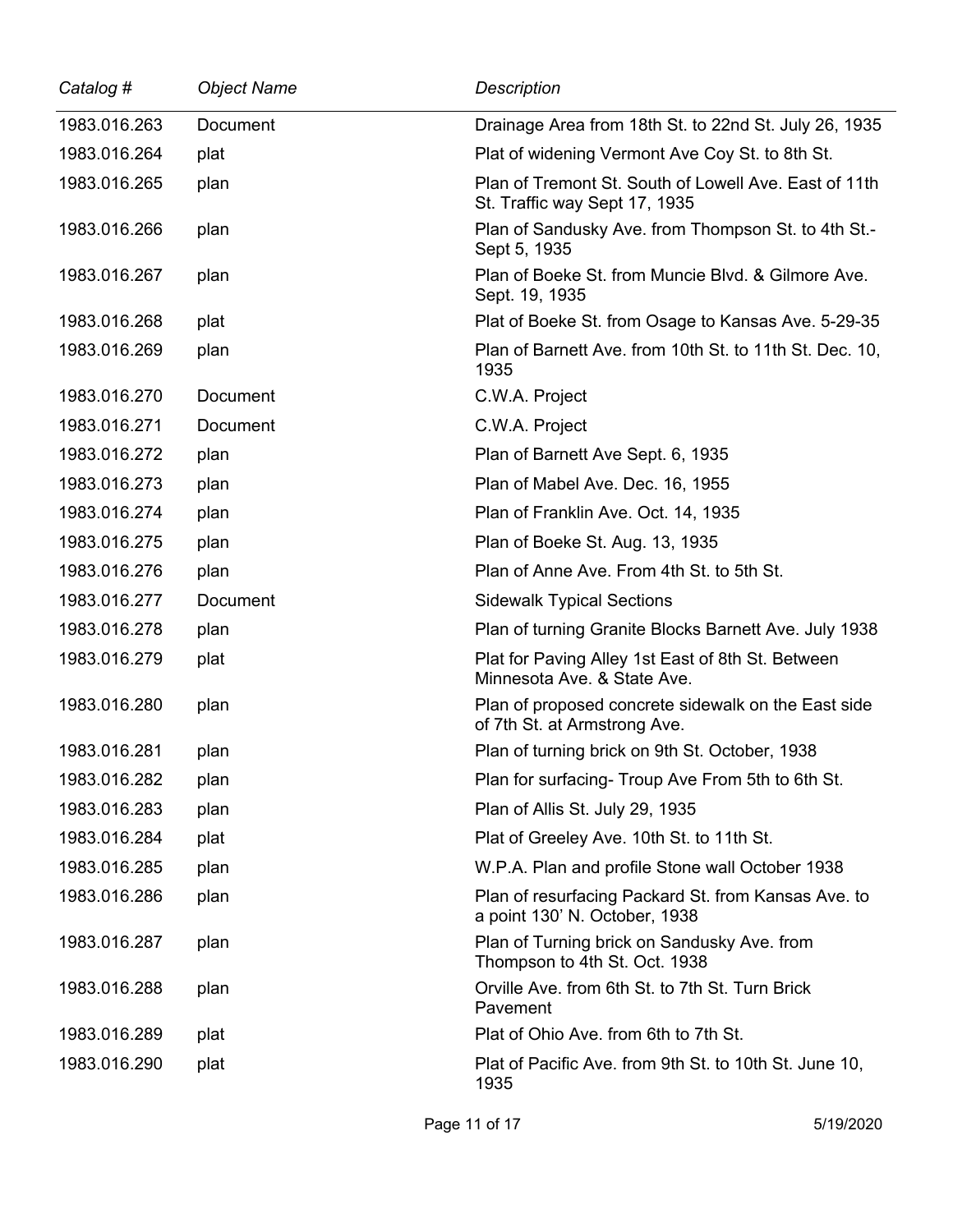| *Catalog #* | *Object Name* | *Description* |
| --- | --- | --- |
| 1983.016.263 | Document | Drainage Area from 18th St. to 22nd St. July 26, 1935 |
| 1983.016.264 | plat | Plat of widening Vermont Ave Coy St. to 8th St. |
| 1983.016.265 | plan | Plan of Tremont St. South of Lowell Ave. East of 11th St. Traffic way Sept 17, 1935 |
| 1983.016.266 | plan | Plan of Sandusky Ave. from Thompson St. to 4th St.- Sept 5, 1935 |
| 1983.016.267 | plan | Plan of Boeke St. from Muncie Blvd. & Gilmore Ave. Sept. 19, 1935 |
| 1983.016.268 | plat | Plat of Boeke St. from Osage to Kansas Ave. 5-29-35 |
| 1983.016.269 | plan | Plan of Barnett Ave. from 10th St. to 11th St. Dec. 10, 1935 |
| 1983.016.270 | Document | C.W.A. Project |
| 1983.016.271 | Document | C.W.A. Project |
| 1983.016.272 | plan | Plan of Barnett Ave Sept. 6, 1935 |
| 1983.016.273 | plan | Plan of Mabel Ave. Dec. 16, 1955 |
| 1983.016.274 | plan | Plan of Franklin Ave. Oct. 14, 1935 |
| 1983.016.275 | plan | Plan of Boeke St. Aug. 13, 1935 |
| 1983.016.276 | plan | Plan of Anne Ave. From 4th St. to 5th St. |
| 1983.016.277 | Document | Sidewalk Typical Sections |
| 1983.016.278 | plan | Plan of turning Granite Blocks Barnett Ave. July 1938 |
| 1983.016.279 | plat | Plat for Paving Alley 1st East of 8th St. Between Minnesota Ave. & State Ave. |
| 1983.016.280 | plan | Plan of proposed concrete sidewalk on the East side of 7th St. at Armstrong Ave. |
| 1983.016.281 | plan | Plan of turning brick on 9th St. October, 1938 |
| 1983.016.282 | plan | Plan for surfacing- Troup Ave From 5th to 6th St. |
| 1983.016.283 | plan | Plan of Allis St. July 29, 1935 |
| 1983.016.284 | plat | Plat of Greeley Ave. 10th St. to 11th St. |
| 1983.016.285 | plan | W.P.A. Plan and profile Stone wall October 1938 |
| 1983.016.286 | plan | Plan of resurfacing Packard St. from Kansas Ave. to a point 130' N. October, 1938 |
| 1983.016.287 | plan | Plan of Turning brick on Sandusky Ave. from Thompson to 4th St. Oct. 1938 |
| 1983.016.288 | plan | Orville Ave. from 6th St. to 7th St. Turn Brick Pavement |
| 1983.016.289 | plat | Plat of Ohio Ave. from 6th to 7th St. |
| 1983.016.290 | plat | Plat of Pacific Ave. from 9th St. to 10th St. June 10, 1935 |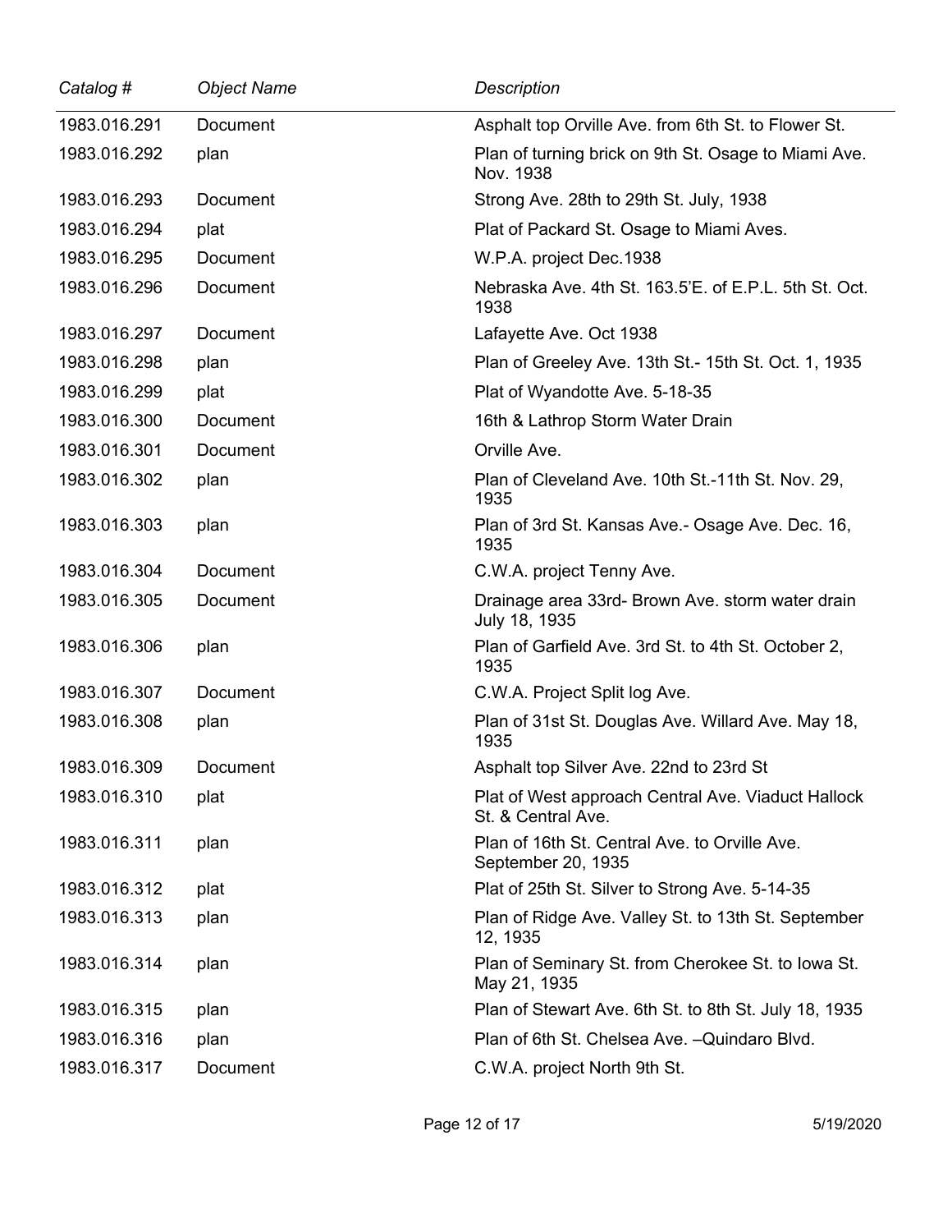| *Catalog #* | *Object Name* | *Description* |
|---|---|---|
| 1983.016.291 | Document | Asphalt top Orville Ave. from 6th St. to Flower St. |
| 1983.016.292 | plan | Plan of turning brick on 9th St. Osage to Miami Ave. Nov. 1938 |
| 1983.016.293 | Document | Strong Ave. 28th to 29th St. July, 1938 |
| 1983.016.294 | plat | Plat of Packard St. Osage to Miami Aves. |
| 1983.016.295 | Document | W.P.A. project Dec.1938 |
| 1983.016.296 | Document | Nebraska Ave. 4th St. 163.5'E. of E.P.L. 5th St. Oct. 1938 |
| 1983.016.297 | Document | Lafayette Ave. Oct 1938 |
| 1983.016.298 | plan | Plan of Greeley Ave. 13th St.- 15th St. Oct. 1, 1935 |
| 1983.016.299 | plat | Plat of Wyandotte Ave. 5-18-35 |
| 1983.016.300 | Document | 16th & Lathrop Storm Water Drain |
| 1983.016.301 | Document | Orville Ave. |
| 1983.016.302 | plan | Plan of Cleveland Ave. 10th St.-11th St. Nov. 29, 1935 |
| 1983.016.303 | plan | Plan of 3rd St. Kansas Ave.- Osage Ave. Dec. 16, 1935 |
| 1983.016.304 | Document | C.W.A. project Tenny Ave. |
| 1983.016.305 | Document | Drainage area 33rd- Brown Ave. storm water drain July 18, 1935 |
| 1983.016.306 | plan | Plan of Garfield Ave. 3rd St. to 4th St. October 2, 1935 |
| 1983.016.307 | Document | C.W.A. Project Split log Ave. |
| 1983.016.308 | plan | Plan of 31st St. Douglas Ave. Willard Ave. May 18, 1935 |
| 1983.016.309 | Document | Asphalt top Silver Ave. 22nd to 23rd St |
| 1983.016.310 | plat | Plat of West approach Central Ave. Viaduct Hallock St. & Central Ave. |
| 1983.016.311 | plan | Plan of 16th St. Central Ave. to Orville Ave. September 20, 1935 |
| 1983.016.312 | plat | Plat of 25th St. Silver to Strong Ave. 5-14-35 |
| 1983.016.313 | plan | Plan of Ridge Ave. Valley St. to 13th St. September 12, 1935 |
| 1983.016.314 | plan | Plan of Seminary St. from Cherokee St. to Iowa St. May 21, 1935 |
| 1983.016.315 | plan | Plan of Stewart Ave. 6th St. to 8th St. July 18, 1935 |
| 1983.016.316 | plan | Plan of 6th St. Chelsea Ave. –Quindaro Blvd. |
| 1983.016.317 | Document | C.W.A. project North 9th St. |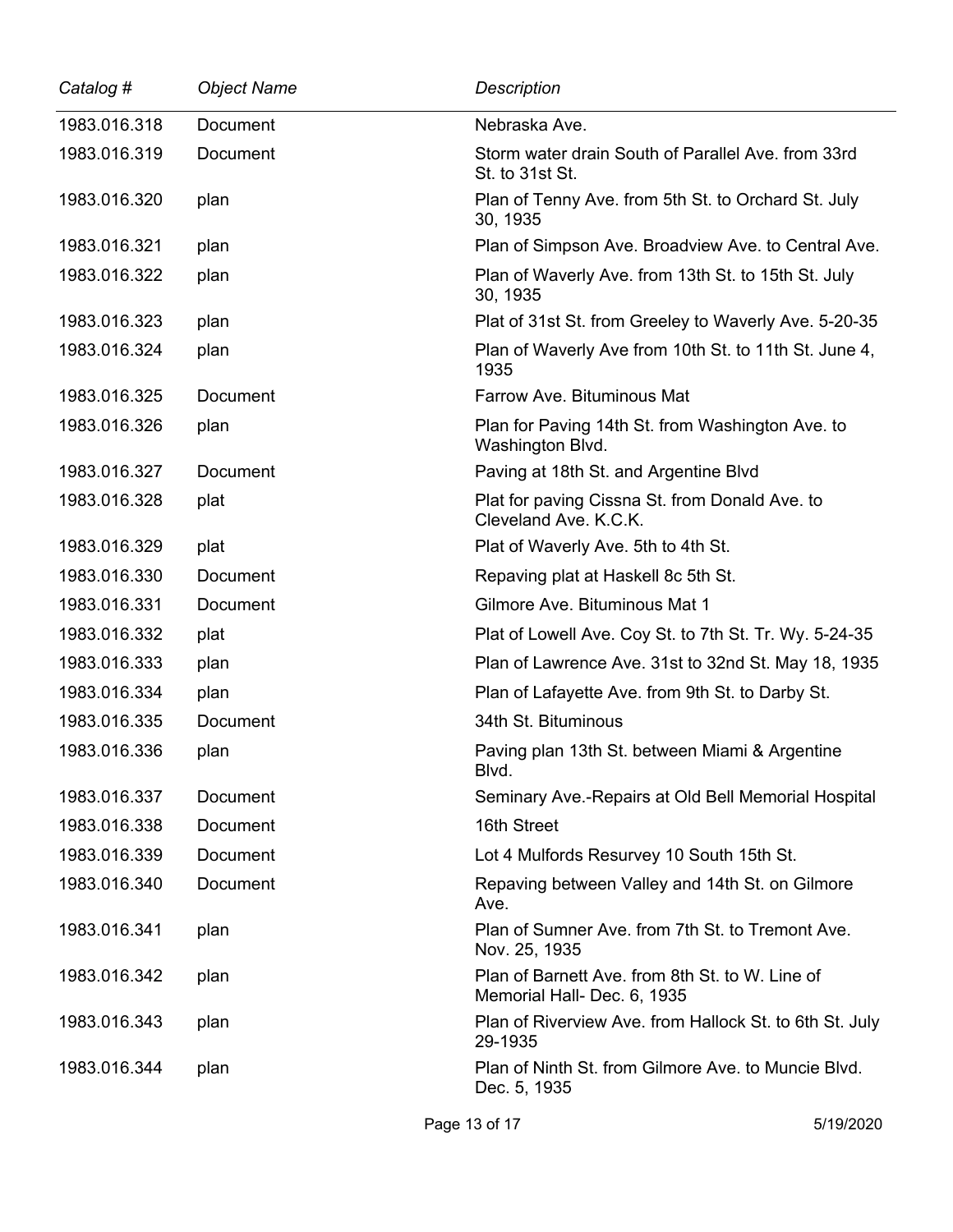| Catalog # | Object Name | Description |
|---|---|---|
| 1983.016.318 | Document | Nebraska Ave. |
| 1983.016.319 | Document | Storm water drain South of Parallel Ave. from 33rd St. to 31st St. |
| 1983.016.320 | plan | Plan of Tenny Ave. from 5th St. to Orchard St. July 30, 1935 |
| 1983.016.321 | plan | Plan of Simpson Ave. Broadview Ave. to Central Ave. |
| 1983.016.322 | plan | Plan of Waverly Ave. from 13th St. to 15th St. July 30, 1935 |
| 1983.016.323 | plan | Plat of 31st St. from Greeley to Waverly Ave. 5-20-35 |
| 1983.016.324 | plan | Plan of Waverly Ave from 10th St. to 11th St. June 4, 1935 |
| 1983.016.325 | Document | Farrow Ave. Bituminous Mat |
| 1983.016.326 | plan | Plan for Paving 14th St. from Washington Ave. to Washington Blvd. |
| 1983.016.327 | Document | Paving at 18th St. and Argentine Blvd |
| 1983.016.328 | plat | Plat for paving Cissna St. from Donald Ave. to Cleveland Ave. K.C.K. |
| 1983.016.329 | plat | Plat of Waverly Ave. 5th to 4th St. |
| 1983.016.330 | Document | Repaving plat at Haskell 8c 5th St. |
| 1983.016.331 | Document | Gilmore Ave. Bituminous Mat 1 |
| 1983.016.332 | plat | Plat of Lowell Ave. Coy St. to 7th St. Tr. Wy. 5-24-35 |
| 1983.016.333 | plan | Plan of Lawrence Ave. 31st to 32nd St. May 18, 1935 |
| 1983.016.334 | plan | Plan of Lafayette Ave. from 9th St. to Darby St. |
| 1983.016.335 | Document | 34th St. Bituminous |
| 1983.016.336 | plan | Paving plan 13th St. between Miami & Argentine Blvd. |
| 1983.016.337 | Document | Seminary Ave.-Repairs at Old Bell Memorial Hospital |
| 1983.016.338 | Document | 16th Street |
| 1983.016.339 | Document | Lot 4 Mulfords Resurvey 10 South 15th St. |
| 1983.016.340 | Document | Repaving between Valley and 14th St. on Gilmore Ave. |
| 1983.016.341 | plan | Plan of Sumner Ave. from 7th St. to Tremont Ave. Nov. 25, 1935 |
| 1983.016.342 | plan | Plan of Barnett Ave. from 8th St. to W. Line of Memorial Hall- Dec. 6, 1935 |
| 1983.016.343 | plan | Plan of Riverview Ave. from Hallock St. to 6th St. July 29-1935 |
| 1983.016.344 | plan | Plan of Ninth St. from Gilmore Ave. to Muncie Blvd. Dec. 5, 1935 |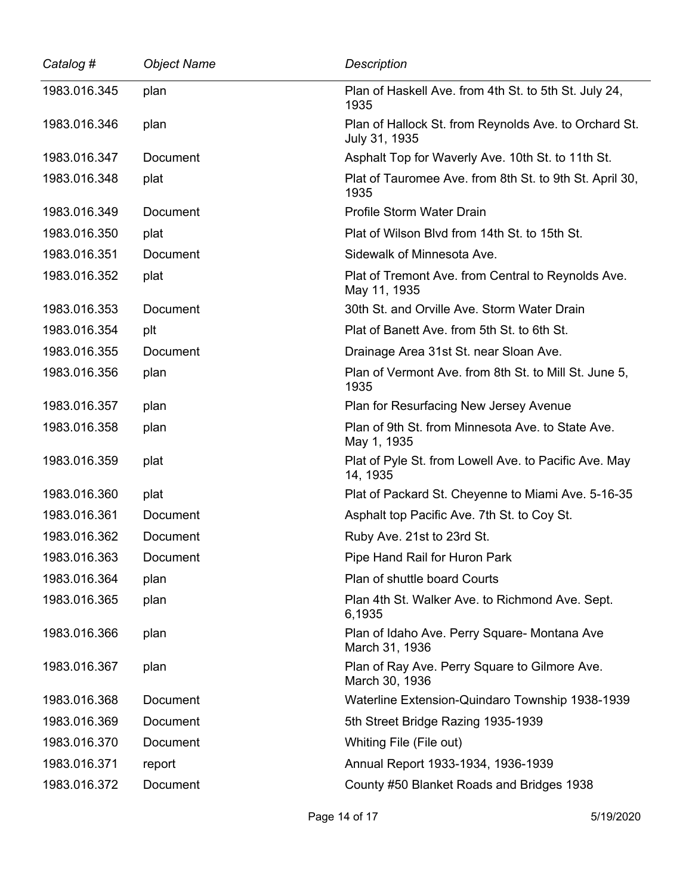| *Catalog #* | *Object Name* | *Description* |
|---|---|---|
| 1983.016.345 | plan | Plan of Haskell Ave. from 4th St. to 5th St. July 24, 1935 |
| 1983.016.346 | plan | Plan of Hallock St. from Reynolds Ave. to Orchard St. July 31, 1935 |
| 1983.016.347 | Document | Asphalt Top for Waverly Ave. 10th St. to 11th St. |
| 1983.016.348 | plat | Plat of Tauromee Ave. from 8th St. to 9th St. April 30, 1935 |
| 1983.016.349 | Document | Profile Storm Water Drain |
| 1983.016.350 | plat | Plat of Wilson Blvd from 14th St. to 15th St. |
| 1983.016.351 | Document | Sidewalk of Minnesota Ave. |
| 1983.016.352 | plat | Plat of Tremont Ave. from Central to Reynolds Ave. May 11, 1935 |
| 1983.016.353 | Document | 30th St. and Orville Ave. Storm Water Drain |
| 1983.016.354 | plt | Plat of Banett Ave. from 5th St. to 6th St. |
| 1983.016.355 | Document | Drainage Area 31st St. near Sloan Ave. |
| 1983.016.356 | plan | Plan of Vermont Ave. from 8th St. to Mill St. June 5, 1935 |
| 1983.016.357 | plan | Plan for Resurfacing New Jersey Avenue |
| 1983.016.358 | plan | Plan of 9th St. from Minnesota Ave. to State Ave. May 1, 1935 |
| 1983.016.359 | plat | Plat of Pyle St. from Lowell Ave. to Pacific Ave. May 14, 1935 |
| 1983.016.360 | plat | Plat of Packard St. Cheyenne to Miami Ave. 5-16-35 |
| 1983.016.361 | Document | Asphalt top Pacific Ave. 7th St. to Coy St. |
| 1983.016.362 | Document | Ruby Ave. 21st to 23rd St. |
| 1983.016.363 | Document | Pipe Hand Rail for Huron Park |
| 1983.016.364 | plan | Plan of shuttle board Courts |
| 1983.016.365 | plan | Plan 4th St. Walker Ave. to Richmond Ave. Sept. 6,1935 |
| 1983.016.366 | plan | Plan of Idaho Ave. Perry Square- Montana Ave March 31, 1936 |
| 1983.016.367 | plan | Plan of Ray Ave. Perry Square to Gilmore Ave. March 30, 1936 |
| 1983.016.368 | Document | Waterline Extension-Quindaro Township 1938-1939 |
| 1983.016.369 | Document | 5th Street Bridge Razing 1935-1939 |
| 1983.016.370 | Document | Whiting File (File out) |
| 1983.016.371 | report | Annual Report 1933-1934, 1936-1939 |
| 1983.016.372 | Document | County #50 Blanket Roads and Bridges 1938 |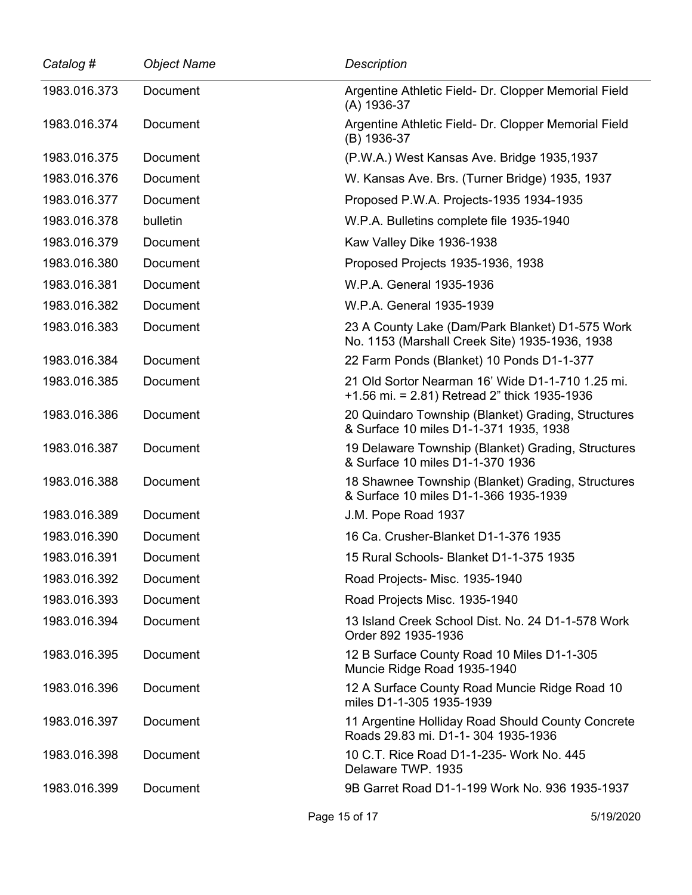| Catalog # | Object Name | Description |
|---|---|---|
| 1983.016.373 | Document | Argentine Athletic Field- Dr. Clopper Memorial Field (A) 1936-37 |
| 1983.016.374 | Document | Argentine Athletic Field- Dr. Clopper Memorial Field (B) 1936-37 |
| 1983.016.375 | Document | (P.W.A.) West Kansas Ave. Bridge 1935,1937 |
| 1983.016.376 | Document | W. Kansas Ave. Brs. (Turner Bridge) 1935, 1937 |
| 1983.016.377 | Document | Proposed P.W.A. Projects-1935 1934-1935 |
| 1983.016.378 | bulletin | W.P.A. Bulletins complete file 1935-1940 |
| 1983.016.379 | Document | Kaw Valley Dike 1936-1938 |
| 1983.016.380 | Document | Proposed Projects 1935-1936, 1938 |
| 1983.016.381 | Document | W.P.A. General 1935-1936 |
| 1983.016.382 | Document | W.P.A. General 1935-1939 |
| 1983.016.383 | Document | 23 A County Lake (Dam/Park Blanket) D1-575 Work No. 1153 (Marshall Creek Site) 1935-1936, 1938 |
| 1983.016.384 | Document | 22 Farm Ponds (Blanket) 10 Ponds D1-1-377 |
| 1983.016.385 | Document | 21 Old Sortor Nearman 16' Wide D1-1-710 1.25 mi. +1.56 mi. = 2.81) Retread 2" thick 1935-1936 |
| 1983.016.386 | Document | 20 Quindaro Township (Blanket) Grading, Structures & Surface 10 miles D1-1-371 1935, 1938 |
| 1983.016.387 | Document | 19 Delaware Township (Blanket) Grading, Structures & Surface 10 miles D1-1-370 1936 |
| 1983.016.388 | Document | 18 Shawnee Township (Blanket) Grading, Structures & Surface 10 miles D1-1-366 1935-1939 |
| 1983.016.389 | Document | J.M. Pope Road 1937 |
| 1983.016.390 | Document | 16 Ca. Crusher-Blanket D1-1-376 1935 |
| 1983.016.391 | Document | 15 Rural Schools- Blanket D1-1-375 1935 |
| 1983.016.392 | Document | Road Projects- Misc. 1935-1940 |
| 1983.016.393 | Document | Road Projects Misc. 1935-1940 |
| 1983.016.394 | Document | 13 Island Creek School Dist. No. 24 D1-1-578 Work Order 892 1935-1936 |
| 1983.016.395 | Document | 12 B Surface County Road 10 Miles D1-1-305 Muncie Ridge Road 1935-1940 |
| 1983.016.396 | Document | 12 A Surface County Road Muncie Ridge Road 10 miles D1-1-305 1935-1939 |
| 1983.016.397 | Document | 11 Argentine Holliday Road Should County Concrete Roads 29.83 mi. D1-1- 304 1935-1936 |
| 1983.016.398 | Document | 10 C.T. Rice Road D1-1-235- Work No. 445 Delaware TWP. 1935 |
| 1983.016.399 | Document | 9B Garret Road D1-1-199 Work No. 936 1935-1937 |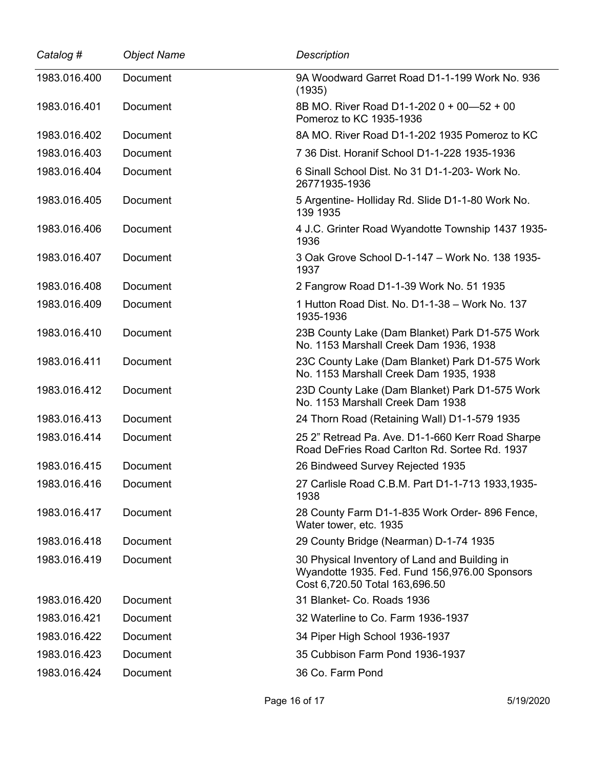| *Catalog #* | *Object Name* | *Description* |
|---|---|---|
| 1983.016.400 | Document | 9A Woodward Garret Road D1-1-199 Work No. 936 (1935) |
| 1983.016.401 | Document | 8B MO. River Road D1-1-202 0 + 00—52 + 00 Pomeroz to KC 1935-1936 |
| 1983.016.402 | Document | 8A MO. River Road D1-1-202 1935 Pomeroz to KC |
| 1983.016.403 | Document | 7 36 Dist. Horanif School D1-1-228 1935-1936 |
| 1983.016.404 | Document | 6 Sinall School Dist. No 31 D1-1-203- Work No. 26771935-1936 |
| 1983.016.405 | Document | 5 Argentine- Holliday Rd. Slide D1-1-80 Work No. 139 1935 |
| 1983.016.406 | Document | 4 J.C. Grinter Road Wyandotte Township 1437 1935-1936 |
| 1983.016.407 | Document | 3 Oak Grove School D-1-147 – Work No. 138 1935-1937 |
| 1983.016.408 | Document | 2 Fangrow Road D1-1-39 Work No. 51 1935 |
| 1983.016.409 | Document | 1 Hutton Road Dist. No. D1-1-38 – Work No. 137 1935-1936 |
| 1983.016.410 | Document | 23B County Lake (Dam Blanket) Park D1-575 Work No. 1153 Marshall Creek Dam 1936, 1938 |
| 1983.016.411 | Document | 23C County Lake (Dam Blanket) Park D1-575 Work No. 1153 Marshall Creek Dam 1935, 1938 |
| 1983.016.412 | Document | 23D County Lake (Dam Blanket) Park D1-575 Work No. 1153 Marshall Creek Dam 1938 |
| 1983.016.413 | Document | 24 Thorn Road (Retaining Wall) D1-1-579 1935 |
| 1983.016.414 | Document | 25 2” Retread Pa. Ave. D1-1-660 Kerr Road Sharpe Road DeFries Road Carlton Rd. Sortee Rd. 1937 |
| 1983.016.415 | Document | 26 Bindweed Survey Rejected 1935 |
| 1983.016.416 | Document | 27 Carlisle Road C.B.M. Part D1-1-713 1933,1935-1938 |
| 1983.016.417 | Document | 28 County Farm D1-1-835 Work Order- 896 Fence, Water tower, etc. 1935 |
| 1983.016.418 | Document | 29 County Bridge (Nearman) D-1-74 1935 |
| 1983.016.419 | Document | 30 Physical Inventory of Land and Building in Wyandotte 1935. Fed. Fund 156,976.00 Sponsors Cost 6,720.50 Total 163,696.50 |
| 1983.016.420 | Document | 31 Blanket- Co. Roads 1936 |
| 1983.016.421 | Document | 32 Waterline to Co. Farm 1936-1937 |
| 1983.016.422 | Document | 34 Piper High School 1936-1937 |
| 1983.016.423 | Document | 35 Cubbison Farm Pond 1936-1937 |
| 1983.016.424 | Document | 36 Co. Farm Pond |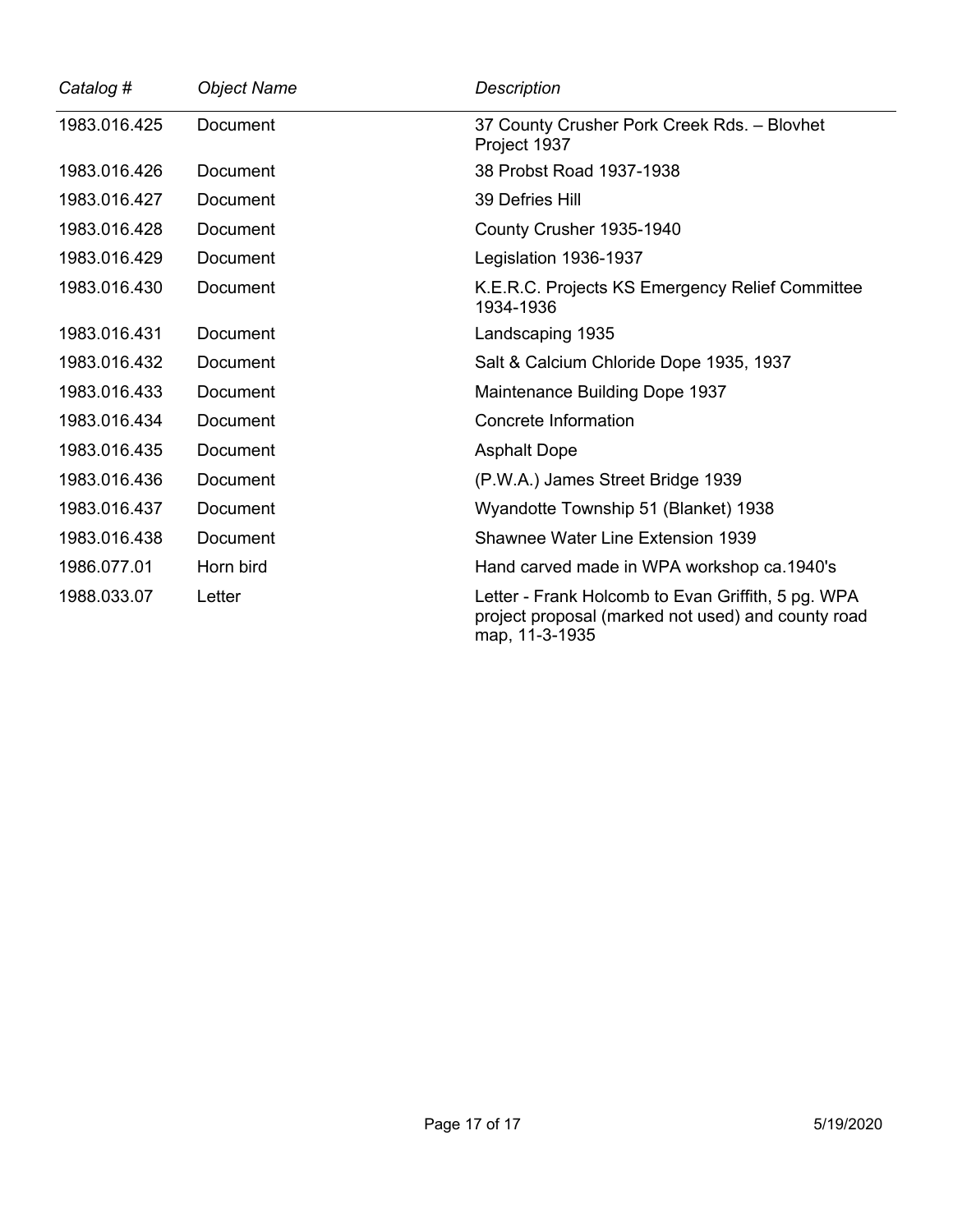| *Catalog #* | *Object Name* | *Description* |
|---|---|---|
| 1983.016.425 | Document | 37 County Crusher Pork Creek Rds. – Blovhet Project 1937 |
| 1983.016.426 | Document | 38 Probst Road 1937-1938 |
| 1983.016.427 | Document | 39 Defries Hill |
| 1983.016.428 | Document | County Crusher 1935-1940 |
| 1983.016.429 | Document | Legislation 1936-1937 |
| 1983.016.430 | Document | K.E.R.C. Projects KS Emergency Relief Committee 1934-1936 |
| 1983.016.431 | Document | Landscaping 1935 |
| 1983.016.432 | Document | Salt & Calcium Chloride Dope 1935, 1937 |
| 1983.016.433 | Document | Maintenance Building Dope 1937 |
| 1983.016.434 | Document | Concrete Information |
| 1983.016.435 | Document | Asphalt Dope |
| 1983.016.436 | Document | (P.W.A.) James Street Bridge 1939 |
| 1983.016.437 | Document | Wyandotte Township 51 (Blanket) 1938 |
| 1983.016.438 | Document | Shawnee Water Line Extension 1939 |
| 1986.077.01 | Horn bird | Hand carved made in WPA workshop ca.1940's |
| 1988.033.07 | Letter | Letter - Frank Holcomb to Evan Griffith, 5 pg. WPA project proposal (marked not used) and county road map, 11-3-1935 |